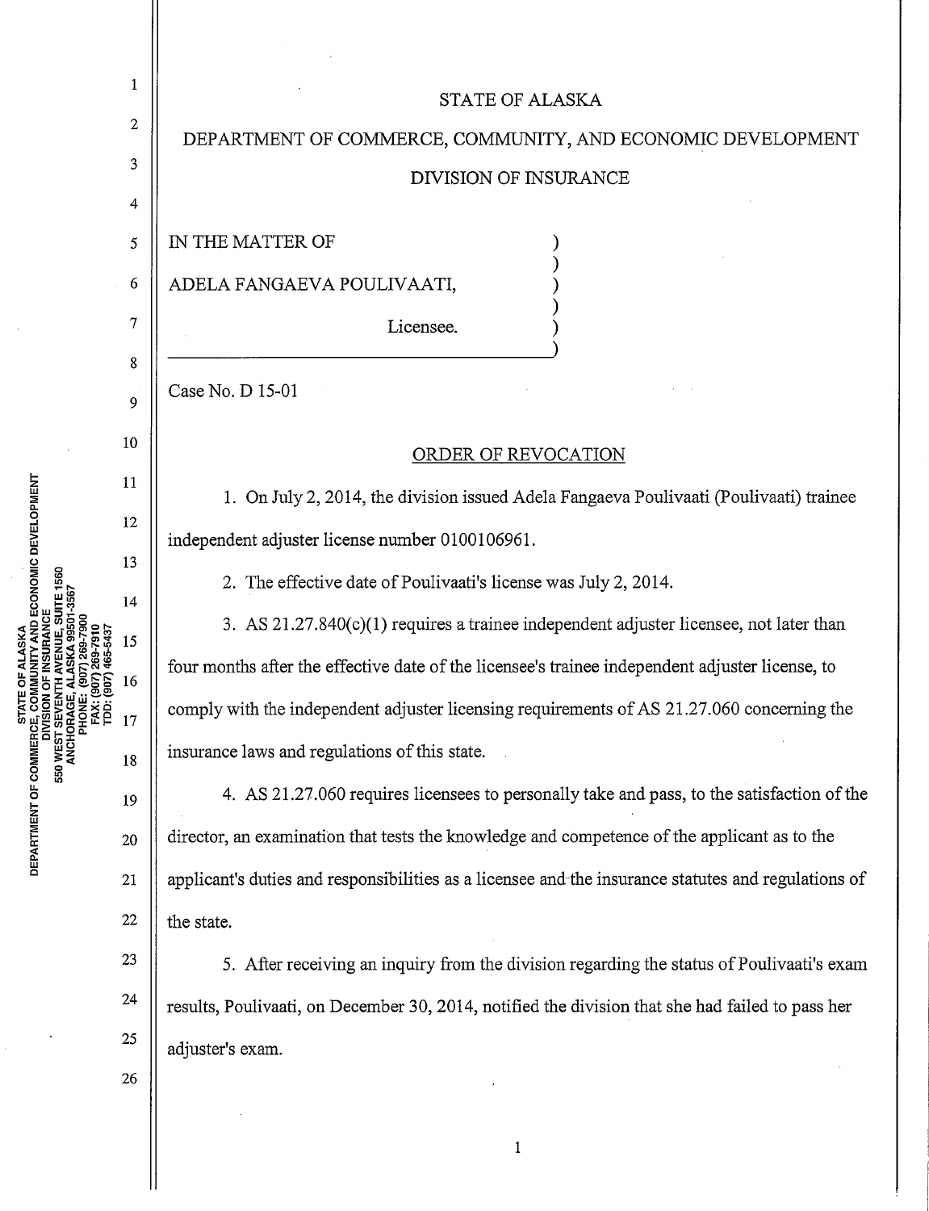STATE OF ALASKA

DEPARTMENT OF COMMERCE, COMMUNITY, AND ECONOMIC DEVELOPMENT

DIVISION OF INSURANCE

IN THE MATTER OF )
)
ADELA FANGAEVA POULIVAATI, )
)
Licensee. )
)

Case No. D 15-01

ORDER OF REVOCATION

1. On July 2, 2014, the division issued Adela Fangaeva Poulivaati (Poulivaati) trainee independent adjuster license number 0100106961.

2. The effective date of Poulivaati's license was July 2, 2014.

3. AS 21.27.840(c)(1) requires a trainee independent adjuster licensee, not later than four months after the effective date of the licensee's trainee independent adjuster license, to comply with the independent adjuster licensing requirements of AS 21.27.060 concerning the insurance laws and regulations of this state.

4. AS 21.27.060 requires licensees to personally take and pass, to the satisfaction of the director, an examination that tests the knowledge and competence of the applicant as to the applicant's duties and responsibilities as a licensee and the insurance statutes and regulations of the state.

5. After receiving an inquiry from the division regarding the status of Poulivaati's exam results, Poulivaati, on December 30, 2014, notified the division that she had failed to pass her adjuster's exam.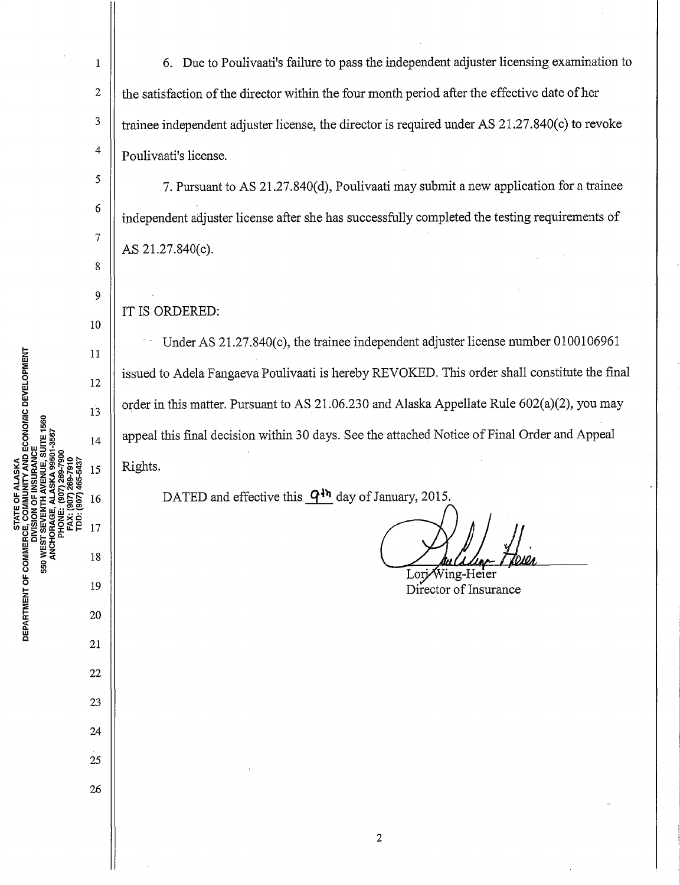6. Due to Poulivaati's failure to pass the independent adjuster licensing examination to the satisfaction of the director within the four month period after the effective date of her trainee independent adjuster license, the director is required under AS 21.27.840(c) to revoke Poulivaati's license.

7. Pursuant to AS 21.27.840(d), Poulivaati may submit a new application for a trainee independent adjuster license after she has successfully completed the testing requirements of AS 21.27.840(c).

IT IS ORDERED:

Under AS 21.27.840(c), the trainee independent adjuster license number 0100106961 issued to Adela Fangaeva Poulivaati is hereby REVOKED. This order shall constitute the final order in this matter. Pursuant to AS 21.06.230 and Alaska Appellate Rule 602(a)(2), you may appeal this final decision within 30 days. See the attached Notice of Final Order and Appeal Rights.

DATED and effective this 9th day of January, 2015.

Lori Wing-Heier
Director of Insurance

STATE OF ALASKA
DEPARTMENT OF COMMERCE, COMMUNITY AND ECONOMIC DEVELOPMENT
DIVISION OF INSURANCE
550 WEST SEVENTH AVENUE, SUITE 1560
ANCHORAGE, ALASKA 99501-3567
PHONE: (907) 269-7900
FAX: (907) 269-7910
TDD: (907) 465-5437